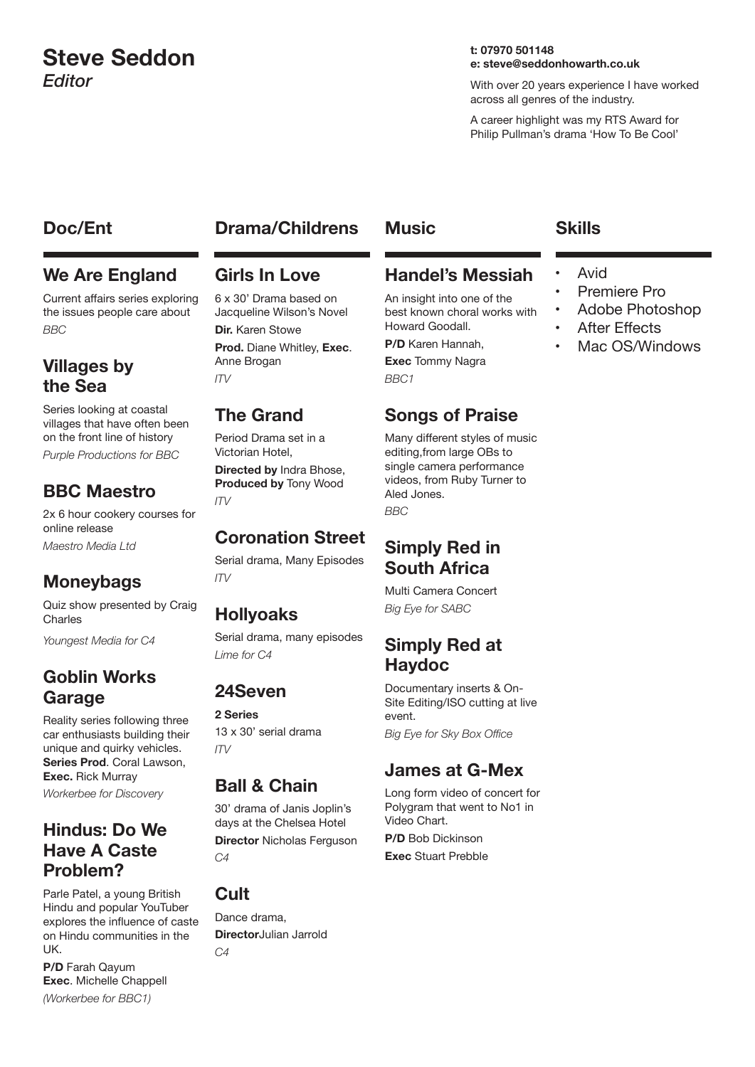# Steve Seddon

*Editor*

**t: 07970 501148**
**e: steve@seddonhowarth.co.uk**

With over 20 years experience I have worked across all genres of the industry.

A career highlight was my RTS Award for Philip Pullman's drama 'How To Be Cool'

## Doc/Ent

### We Are England

Current affairs series exploring the issues people care about

*BBC*

### Villages by the Sea

Series looking at coastal villages that have often been on the front line of history

*Purple Productions for BBC*

### BBC Maestro

2x 6 hour cookery courses for online release

*Maestro Media Ltd*

### Moneybags

Quiz show presented by Craig Charles

*Youngest Media for C4*

### Goblin Works Garage

Reality series following three car enthusiasts building their unique and quirky vehicles.
**Series Prod**. Coral Lawson,
**Exec.** Rick Murray

*Workerbee for Discovery*

### Hindus: Do We Have A Caste Problem?

Parle Patel, a young British Hindu and popular YouTuber explores the influence of caste on Hindu communities in the UK.

**P/D** Farah Qayum
**Exec**. Michelle Chappell

*(Workerbee for BBC1)*

## Drama/Childrens

### Girls In Love

6 x 30' Drama based on Jacqueline Wilson's Novel

**Dir.** Karen Stowe

**Prod.** Diane Whitley, **Exec**. Anne Brogan

*ITV*

### The Grand

Period Drama set in a Victorian Hotel,

**Directed by** Indra Bhose,
**Produced by** Tony Wood

*ITV*

### Coronation Street

Serial drama, Many Episodes

*ITV*

### Hollyoaks

Serial drama, many episodes

*Lime for C4*

### 24Seven

**2 Series**

13 x 30' serial drama

*ITV*

### Ball & Chain

30' drama of Janis Joplin's days at the Chelsea Hotel

**Director** Nicholas Ferguson

*C4*

### Cult

Dance drama,

**Director**Julian Jarrold

*C4*

## Music

### Handel's Messiah

An insight into one of the best known choral works with Howard Goodall.

**P/D** Karen Hannah,

**Exec** Tommy Nagra

*BBC1*

### Songs of Praise

Many different styles of music editing,from large OBs to single camera performance videos, from Ruby Turner to Aled Jones.

*BBC*

### Simply Red in South Africa

Multi Camera Concert

*Big Eye for SABC*

### Simply Red at Haydoc

Documentary inserts & On-Site Editing/ISO cutting at live event.

*Big Eye for Sky Box Office*

### James at G-Mex

Long form video of concert for Polygram that went to No1 in Video Chart.

**P/D** Bob Dickinson

**Exec** Stuart Prebble

## Skills

- Avid
- Premiere Pro
- Adobe Photoshop
- After Effects
- Mac OS/Windows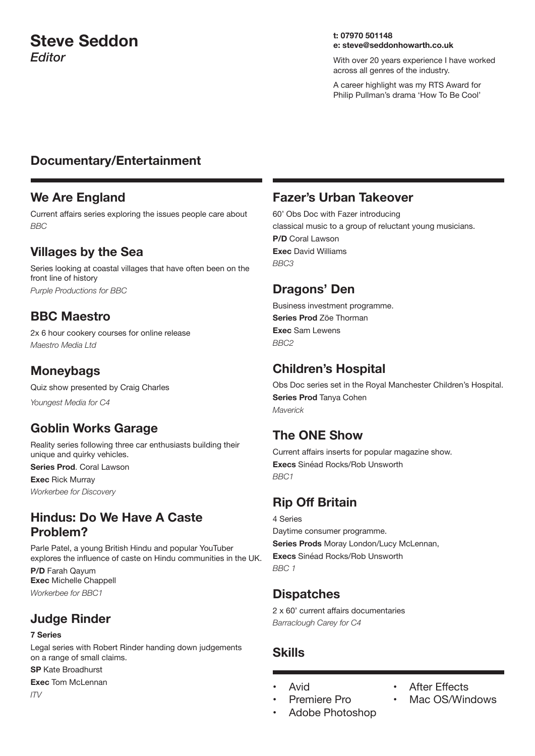# Steve Seddon
*Editor*

**t: 07970 501148**
**e: steve@seddonhowarth.co.uk**

With over 20 years experience I have worked across all genres of the industry.

A career highlight was my RTS Award for Philip Pullman's drama 'How To Be Cool'

## Documentary/Entertainment

### We Are England

Current affairs series exploring the issues people care about
*BBC*

### Villages by the Sea

Series looking at coastal villages that have often been on the front line of history
*Purple Productions for BBC*

### BBC Maestro

2x 6 hour cookery courses for online release
*Maestro Media Ltd*

### Moneybags

Quiz show presented by Craig Charles
*Youngest Media for C4*

### Goblin Works Garage

Reality series following three car enthusiasts building their unique and quirky vehicles.
**Series Prod**. Coral Lawson
**Exec** Rick Murray
*Workerbee for Discovery*

### Hindus: Do We Have A Caste Problem?

Parle Patel, a young British Hindu and popular YouTuber explores the influence of caste on Hindu communities in the UK.
**P/D** Farah Qayum
**Exec** Michelle Chappell
*Workerbee for BBC1*

### Judge Rinder

**7 Series**
Legal series with Robert Rinder handing down judgements on a range of small claims.
**SP** Kate Broadhurst
**Exec** Tom McLennan
*ITV*

### Fazer's Urban Takeover

60' Obs Doc with Fazer introducing classical music to a group of reluctant young musicians.
**P/D** Coral Lawson
**Exec** David Williams
*BBC3*

### Dragons' Den

Business investment programme.
**Series Prod** Zöe Thorman
**Exec** Sam Lewens
*BBC2*

### Children's Hospital

Obs Doc series set in the Royal Manchester Children's Hospital.
**Series Prod** Tanya Cohen
*Maverick*

### The ONE Show

Current affairs inserts for popular magazine show.
**Execs** Sinéad Rocks/Rob Unsworth
*BBC1*

### Rip Off Britain

4 Series
Daytime consumer programme.
**Series Prods** Moray London/Lucy McLennan,
**Execs** Sinéad Rocks/Rob Unsworth
*BBC 1*

### Dispatches

2 x 60' current affairs documentaries
*Barraclough Carey for C4*

## Skills

- Avid
- Premiere Pro
- Adobe Photoshop
- After Effects
- Mac OS/Windows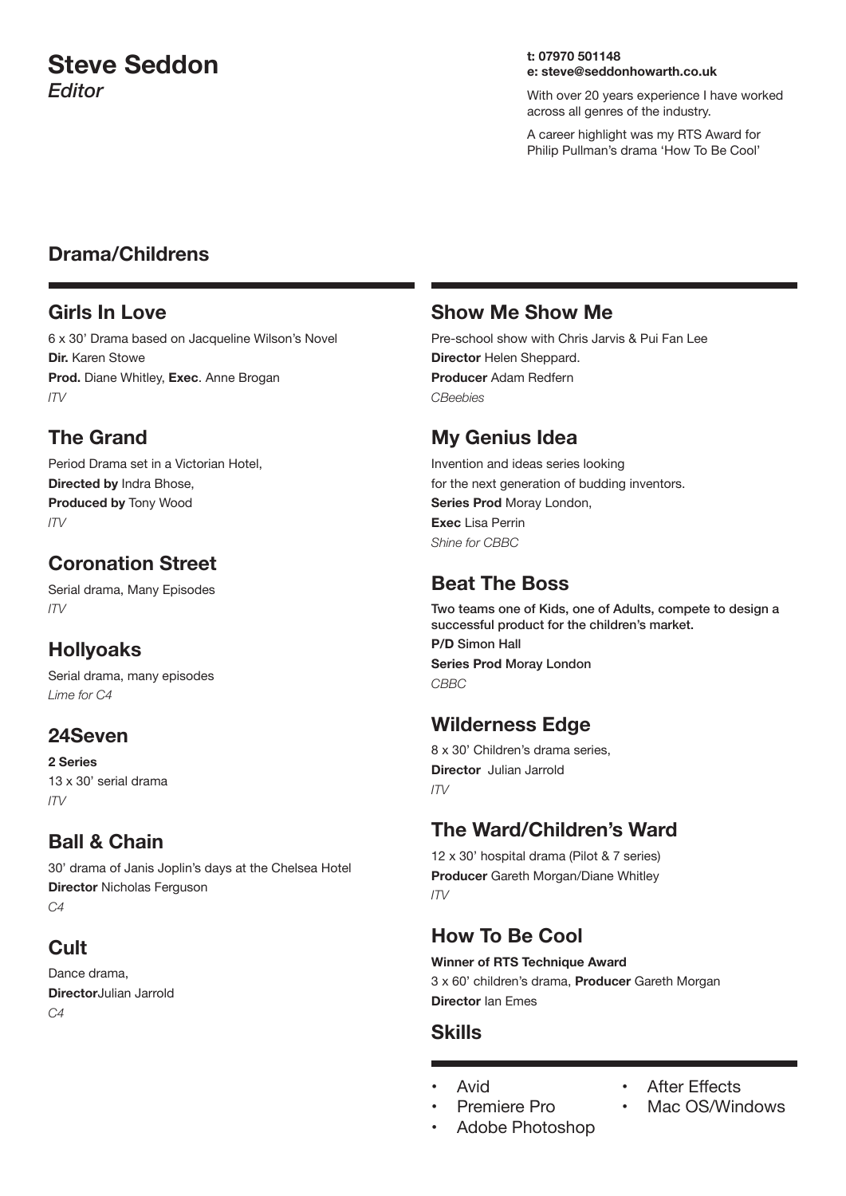# Steve Seddon

*Editor*

**t: 07970 501148**
**e: steve@seddonhowarth.co.uk**

With over 20 years experience I have worked across all genres of the industry.

A career highlight was my RTS Award for Philip Pullman's drama 'How To Be Cool'

## Drama/Childrens

### Girls In Love

6 x 30' Drama based on Jacqueline Wilson's Novel
**Dir.** Karen Stowe
**Prod.** Diane Whitley, **Exec**. Anne Brogan
*ITV*

### The Grand

Period Drama set in a Victorian Hotel,
**Directed by** Indra Bhose,
**Produced by** Tony Wood
*ITV*

### Coronation Street

Serial drama, Many Episodes
*ITV*

### Hollyoaks

Serial drama, many episodes
*Lime for C4*

### 24Seven

**2 Series**
13 x 30' serial drama
*ITV*

### Ball & Chain

30' drama of Janis Joplin's days at the Chelsea Hotel
**Director** Nicholas Ferguson
*C4*

### Cult

Dance drama,
**Director**Julian Jarrold
*C4*

### Show Me Show Me

Pre-school show with Chris Jarvis & Pui Fan Lee
**Director** Helen Sheppard.
**Producer** Adam Redfern
*CBeebies*

### My Genius Idea

Invention and ideas series looking for the next generation of budding inventors.
**Series Prod** Moray London,
**Exec** Lisa Perrin
*Shine for CBBC*

### Beat The Boss

**Two teams one of Kids, one of Adults, compete to design a successful product for the children's market.**
**P/D Simon Hall**
**Series Prod Moray London**
*CBBC*

### Wilderness Edge

8 x 30' Children's drama series,
**Director** Julian Jarrold
*ITV*

### The Ward/Children's Ward

12 x 30' hospital drama (Pilot & 7 series)
**Producer** Gareth Morgan/Diane Whitley
*ITV*

### How To Be Cool

**Winner of RTS Technique Award**
3 x 60' children's drama, **Producer** Gareth Morgan
**Director** Ian Emes

## Skills

- Avid
- Premiere Pro
- Adobe Photoshop
- After Effects
- Mac OS/Windows